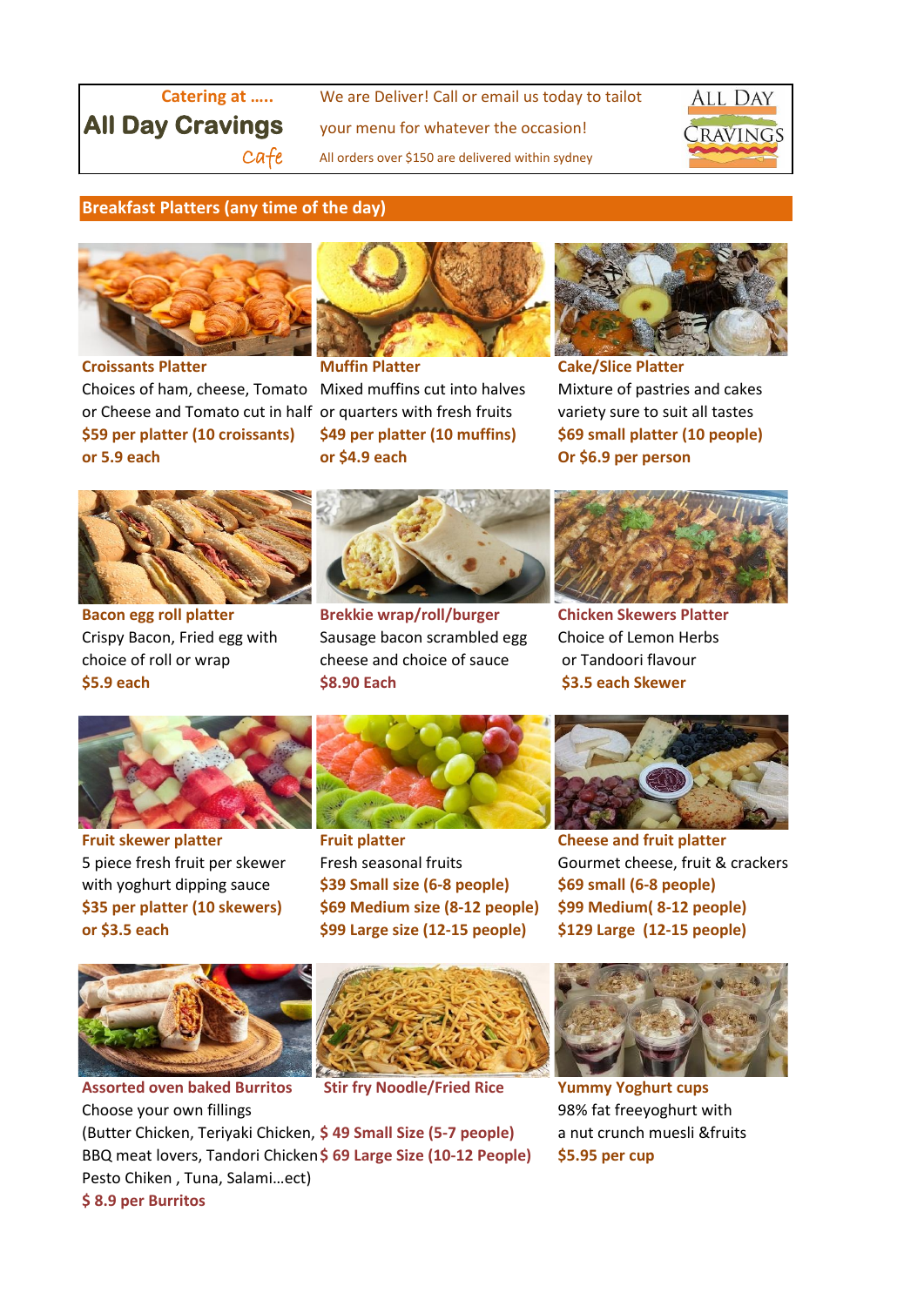Catering at .....

# All Day Cravings

Cafe

We are Deliver! Call or email us today to tailot your menu for whatever the occasion!

All orders over $150 are delivered within sydney

## Breakfast Platters (any time of the day)

**Croissants Platter**
Choices of ham, cheese, Tomato or Cheese and Tomato cut in half
**$59 per platter (10 croissants) or 5.9 each**

**Muffin Platter**
Mixed muffins cut into halves or quarters with fresh fruits
**$49 per platter (10 muffins) or $4.9 each**

**Cake/Slice Platter**
Mixture of pastries and cakes variety sure to suit all tastes
**$69 small platter (10 people) Or $6.9 per person**

**Bacon egg roll platter**
Crispy Bacon, Fried egg with choice of roll or wrap
**$5.9 each**

**Brekkie wrap/roll/burger**
Sausage bacon scrambled egg cheese and choice of sauce
**$8.90 Each**

**Chicken Skewers Platter**
Choice of Lemon Herbs or Tandoori flavour
**$3.5 each Skewer**

**Fruit skewer platter**
5 piece fresh fruit per skewer with yoghurt dipping sauce
**$35 per platter (10 skewers) or $3.5 each**

**Fruit platter**
Fresh seasonal fruits
**$39 Small size (6-8 people)**
**$69 Medium size (8-12 people)**
**$99 Large size (12-15 people)**

**Cheese and fruit platter**
Gourmet cheese, fruit & crackers
**$69 small (6-8 people)**
**$99 Medium( 8-12 people)**
**$129 Large (12-15 people)**

**Assorted oven baked Burritos**
Choose your own fillings
(Butter Chicken, Teriyaki Chicken, BBQ meat lovers, Tandori Chicken Pesto Chiken , Tuna, Salami...ect)
**$ 8.9 per Burritos**

**Stir fry Noodle/Fried Rice**
**$ 49 Small Size (5-7 people)**
**$ 69 Large Size (10-12 People)**

**Yummy Yoghurt cups**
98% fat freeyoghurt with a nut crunch muesli &fruits
**$5.95 per cup**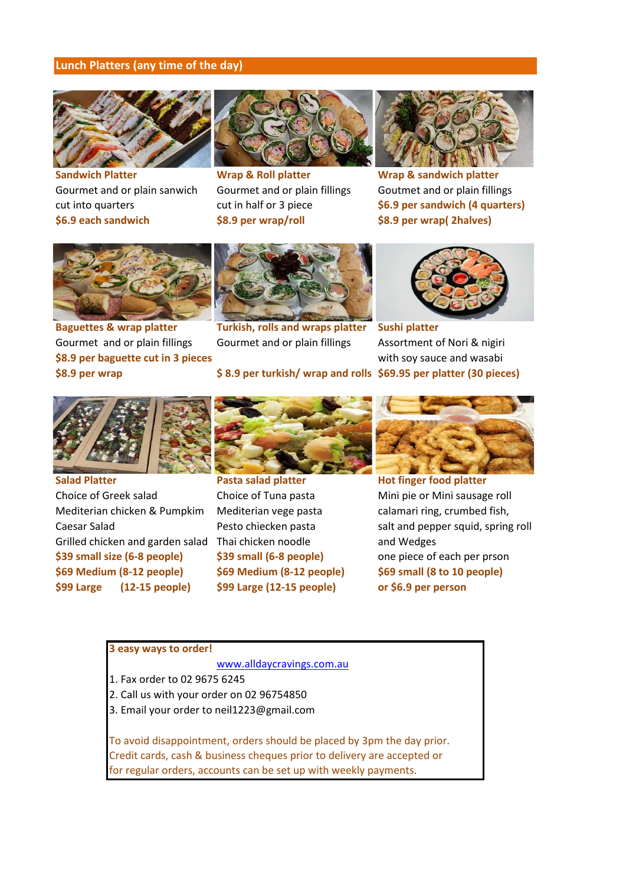## Lunch Platters (any time of the day)

**Sandwich Platter**
Gourmet and or plain sanwich
cut into quarters
**$6.9 each sandwich**

**Wrap & Roll platter**
Gourmet and or plain fillings
cut in half or 3 piece
**$8.9 per wrap/roll**

**Wrap & sandwich platter**
Goutmet and or plain fillings
**$6.9 per sandwich (4 quarters)**
**$8.9 per wrap( 2halves)**

**Baguettes & wrap platter**
Gourmet and or plain fillings
**$8.9 per baguette cut in 3 pieces**
**$8.9 per wrap**

**Turkish, rolls and wraps platter**
Gourmet and or plain fillings
**$ 8.9 per turkish/ wrap and rolls**

**Sushi platter**
Assortment of Nori & nigiri
with soy sauce and wasabi
**$69.95 per platter (30 pieces)**

**Salad Platter**
Choice of Greek salad
Mediterian chicken & Pumpkim
Caesar Salad
Grilled chicken and garden salad
**$39 small size (6-8 people)**
**$69 Medium (8-12 people)**
**$99 Large (12-15 people)**

**Pasta salad platter**
Choice of Tuna pasta
Mediterian vege pasta
Pesto chiecken pasta
Thai chicken noodle
**$39 small (6-8 people)**
**$69 Medium (8-12 people)**
**$99 Large (12-15 people)**

**Hot finger food platter**
Mini pie or Mini sausage roll
calamari ring, crumbed fish,
salt and pepper squid, spring roll
and Wedges
one piece of each per prson
**$69 small (8 to 10 people)**
**or $6.9 per person**

**3 easy ways to order!**

www.alldaycravings.com.au

1. Fax order to 02 9675 6245
2. Call us with your order on 02 96754850
3. Email your order to neil1223@gmail.com

To avoid disappointment, orders should be placed by 3pm the day prior.
Credit cards, cash & business cheques prior to delivery are accepted or
for regular orders, accounts can be set up with weekly payments.